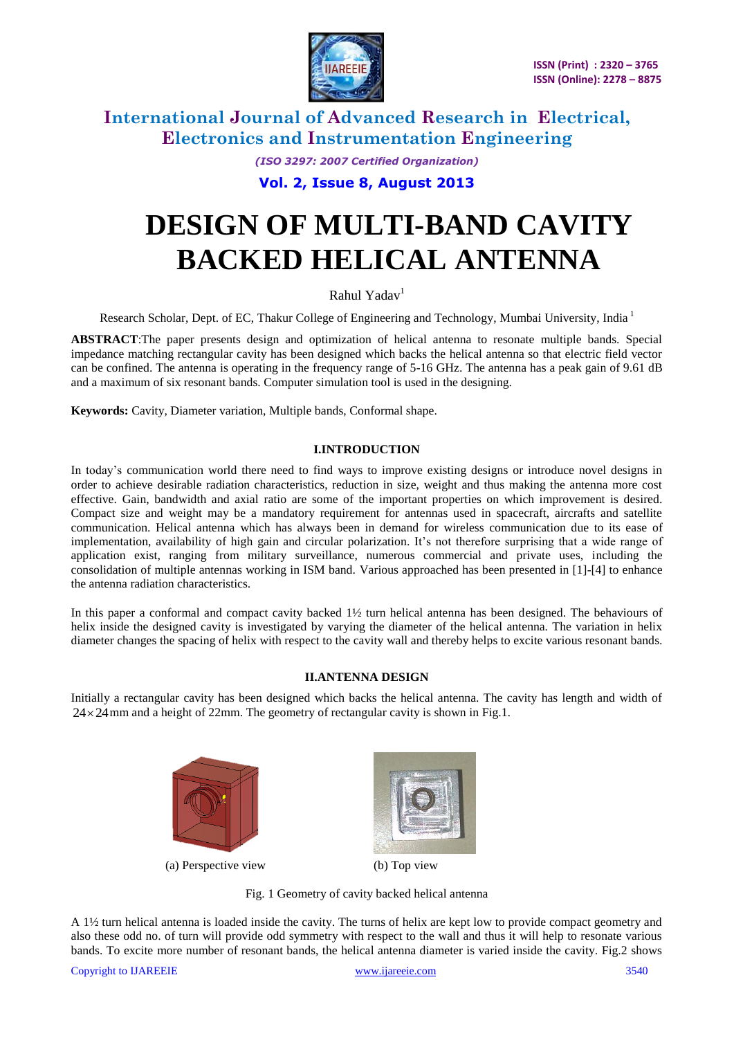# DESIGN OF MULTI-BAND CAVITY BACKED HELICAL ANTENNA

Rahul Yadav[1]

Research Scholar, Dept. of EC, Thakur College of Engineering and Technology, Mumbai University, India [1]

**ABSTRACT**:The paper presents design and optimization of helical antenna to resonate multiple bands. Special impedance matching rectangular cavity has been designed which backs the helical antenna so that electric field vector can be confined. The antenna is operating in the frequency range of 5-16 GHz. The antenna has a peak gain of 9.61 dB and a maximum of six resonant bands. Computer simulation tool is used in the designing.

**Keywords:** Cavity, Diameter variation, Multiple bands, Conformal shape.

## I.INTRODUCTION

In today's communication world there need to find ways to improve existing designs or introduce novel designs in order to achieve desirable radiation characteristics, reduction in size, weight and thus making the antenna more cost effective. Gain, bandwidth and axial ratio are some of the important properties on which improvement is desired. Compact size and weight may be a mandatory requirement for antennas used in spacecraft, aircrafts and satellite communication. Helical antenna which has always been in demand for wireless communication due to its ease of implementation, availability of high gain and circular polarization. It's not therefore surprising that a wide range of application exist, ranging from military surveillance, numerous commercial and private uses, including the consolidation of multiple antennas working in ISM band. Various approached has been presented in [1]-[4] to enhance the antenna radiation characteristics.

In this paper a conformal and compact cavity backed 1½ turn helical antenna has been designed. The behaviours of helix inside the designed cavity is investigated by varying the diameter of the helical antenna. The variation in helix diameter changes the spacing of helix with respect to the cavity wall and thereby helps to excite various resonant bands.

## II.ANTENNA DESIGN

Initially a rectangular cavity has been designed which backs the helical antenna. The cavity has length and width of $24 \times 24$mm and a height of 22mm. The geometry of rectangular cavity is shown in Fig.1.

(a) Perspective view

(b) Top view

Fig. 1 Geometry of cavity backed helical antenna

A 1½ turn helical antenna is loaded inside the cavity. The turns of helix are kept low to provide compact geometry and also these odd no. of turn will provide odd symmetry with respect to the wall and thus it will help to resonate various bands. To excite more number of resonant bands, the helical antenna diameter is varied inside the cavity. Fig.2 shows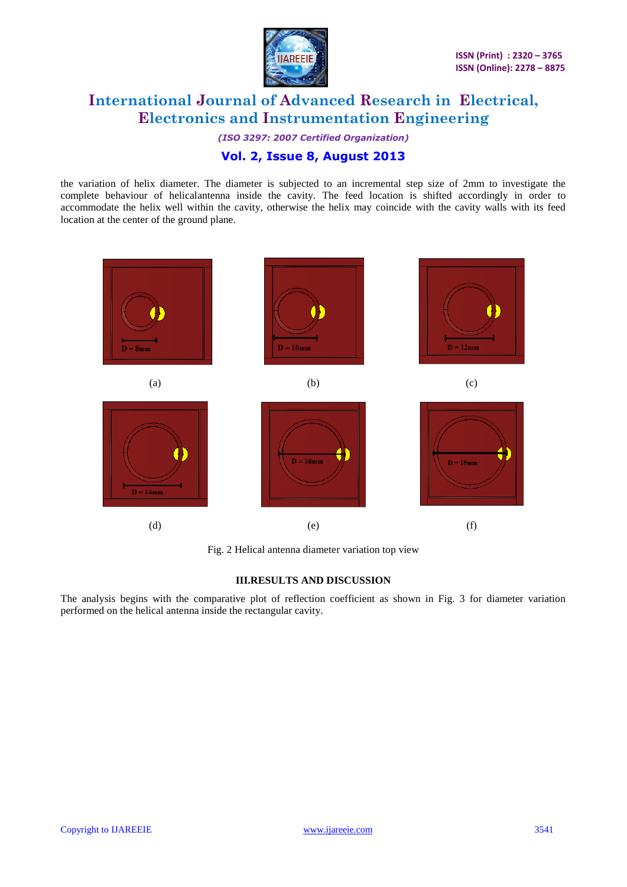the variation of helix diameter. The diameter is subjected to an incremental step size of 2mm to investigate the complete behaviour of helicalantenna inside the cavity. The feed location is shifted accordingly in order to accommodate the helix well within the cavity, otherwise the helix may coincide with the cavity walls with its feed location at the center of the ground plane.

D = 8mm

(a)

D = 10mm

(b)

D = 12mm

(c)

D = 14mm

(d)

D = 16mm

(e)

D = 18mm

(f)

Fig. 2 Helical antenna diameter variation top view

### III.RESULTS AND DISCUSSION

The analysis begins with the comparative plot of reflection coefficient as shown in Fig. 3 for diameter variation performed on the helical antenna inside the rectangular cavity.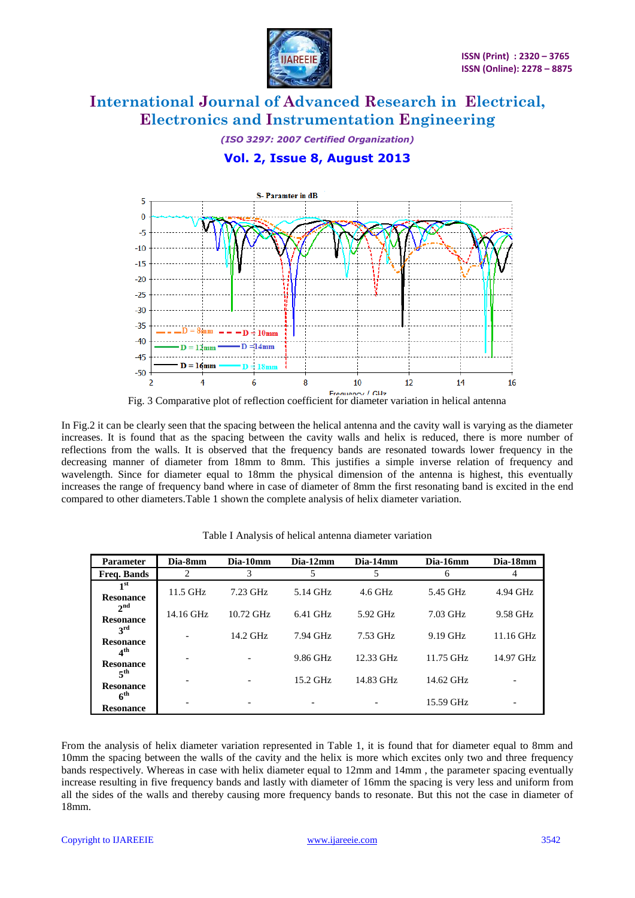Fig. 3 Comparative plot of reflection coefficient for diameter variation in helical antenna

In Fig.2 it can be clearly seen that the spacing between the helical antenna and the cavity wall is varying as the diameter increases. It is found that as the spacing between the cavity walls and helix is reduced, there is more number of reflections from the walls. It is observed that the frequency bands are resonated towards lower frequency in the decreasing manner of diameter from 18mm to 8mm. This justifies a simple inverse relation of frequency and wavelength. Since for diameter equal to 18mm the physical dimension of the antenna is highest, this eventually increases the range of frequency band where in case of diameter of 8mm the first resonating band is excited in the end compared to other diameters.Table 1 shown the complete analysis of helix diameter variation.

Table I Analysis of helical antenna diameter variation

| Parameter | Dia-8mm | Dia-10mm | Dia-12mm | Dia-14mm | Dia-16mm | Dia-18mm |
|---|---|---|---|---|---|---|
| Freq. Bands | 2 | 3 | 5 | 5 | 6 | 4 |
| 1st Resonance | 11.5 GHz | 7.23 GHz | 5.14 GHz | 4.6 GHz | 5.45 GHz | 4.94 GHz |
| 2nd Resonance | 14.16 GHz | 10.72 GHz | 6.41 GHz | 5.92 GHz | 7.03 GHz | 9.58 GHz |
| 3rd Resonance | - | 14.2 GHz | 7.94 GHz | 7.53 GHz | 9.19 GHz | 11.16 GHz |
| 4th Resonance | - | - | 9.86 GHz | 12.33 GHz | 11.75 GHz | 14.97 GHz |
| 5th Resonance | - | - | 15.2 GHz | 14.83 GHz | 14.62 GHz | - |
| 6th Resonance | - | - | - | - | 15.59 GHz | - |

From the analysis of helix diameter variation represented in Table 1, it is found that for diameter equal to 8mm and 10mm the spacing between the walls of the cavity and the helix is more which excites only two and three frequency bands respectively. Whereas in case with helix diameter equal to 12mm and 14mm , the parameter spacing eventually increase resulting in five frequency bands and lastly with diameter of 16mm the spacing is very less and uniform from all the sides of the walls and thereby causing more frequency bands to resonate. But this not the case in diameter of 18mm.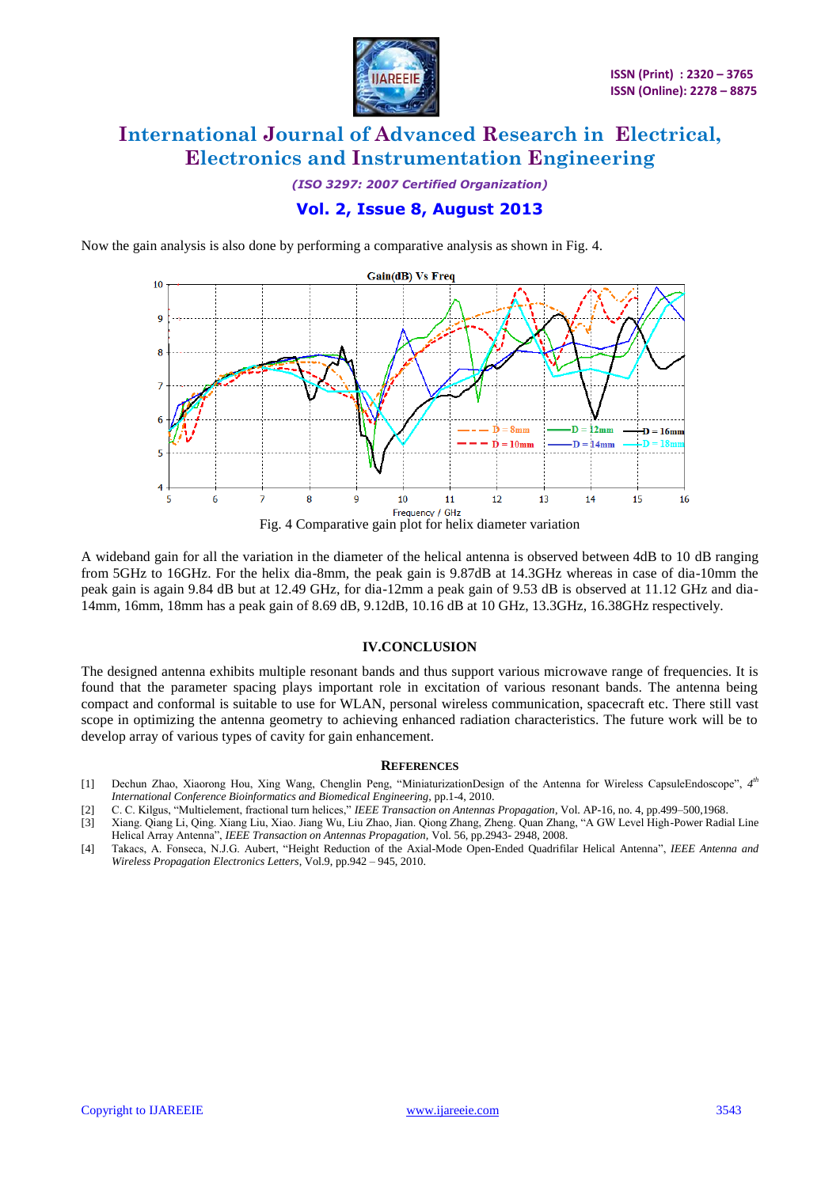Now the gain analysis is also done by performing a comparative analysis as shown in Fig. 4.

Gain(dB) Vs Freq

10
9
8
7
6
5
4

5 6 7 8 9 10 11 12 13 14 15 16

Frequency / GHz

D = 8mm
D = 10mm
D = 12mm
D = 14mm
D = 16mm
D = 18mm

Fig. 4 Comparative gain plot for helix diameter variation

A wideband gain for all the variation in the diameter of the helical antenna is observed between 4dB to 10 dB ranging from 5GHz to 16GHz. For the helix dia-8mm, the peak gain is 9.87dB at 14.3GHz whereas in case of dia-10mm the peak gain is again 9.84 dB but at 12.49 GHz, for dia-12mm a peak gain of 9.53 dB is observed at 11.12 GHz and dia-14mm, 16mm, 18mm has a peak gain of 8.69 dB, 9.12dB, 10.16 dB at 10 GHz, 13.3GHz, 16.38GHz respectively.

## IV.CONCLUSION

The designed antenna exhibits multiple resonant bands and thus support various microwave range of frequencies. It is found that the parameter spacing plays important role in excitation of various resonant bands. The antenna being compact and conformal is suitable to use for WLAN, personal wireless communication, spacecraft etc. There still vast scope in optimizing the antenna geometry to achieving enhanced radiation characteristics. The future work will be to develop array of various types of cavity for gain enhancement.

## REFERENCES

[1] Dechun Zhao, Xiaorong Hou, Xing Wang, Chenglin Peng, "MiniaturizationDesign of the Antenna for Wireless CapsuleEndoscope", *4th International Conference Bioinformatics and Biomedical Engineering*, pp.1-4, 2010.

[2] C. C. Kilgus, "Multielement, fractional turn helices," *IEEE Transaction on Antennas Propagation*, Vol. AP-16, no. 4, pp.499–500,1968.

[3] Xiang. Qiang Li, Qing. Xiang Liu, Xiao. Jiang Wu, Liu Zhao, Jian. Qiong Zhang, Zheng. Quan Zhang, "A GW Level High-Power Radial Line Helical Array Antenna", *IEEE Transaction on Antennas Propagation*, Vol. 56, pp.2943- 2948, 2008.

[4] Takacs, A. Fonseca, N.J.G. Aubert, "Height Reduction of the Axial-Mode Open-Ended Quadrifilar Helical Antenna", *IEEE Antenna and Wireless Propagation Electronics Letters*, Vol.9, pp.942 – 945, 2010.